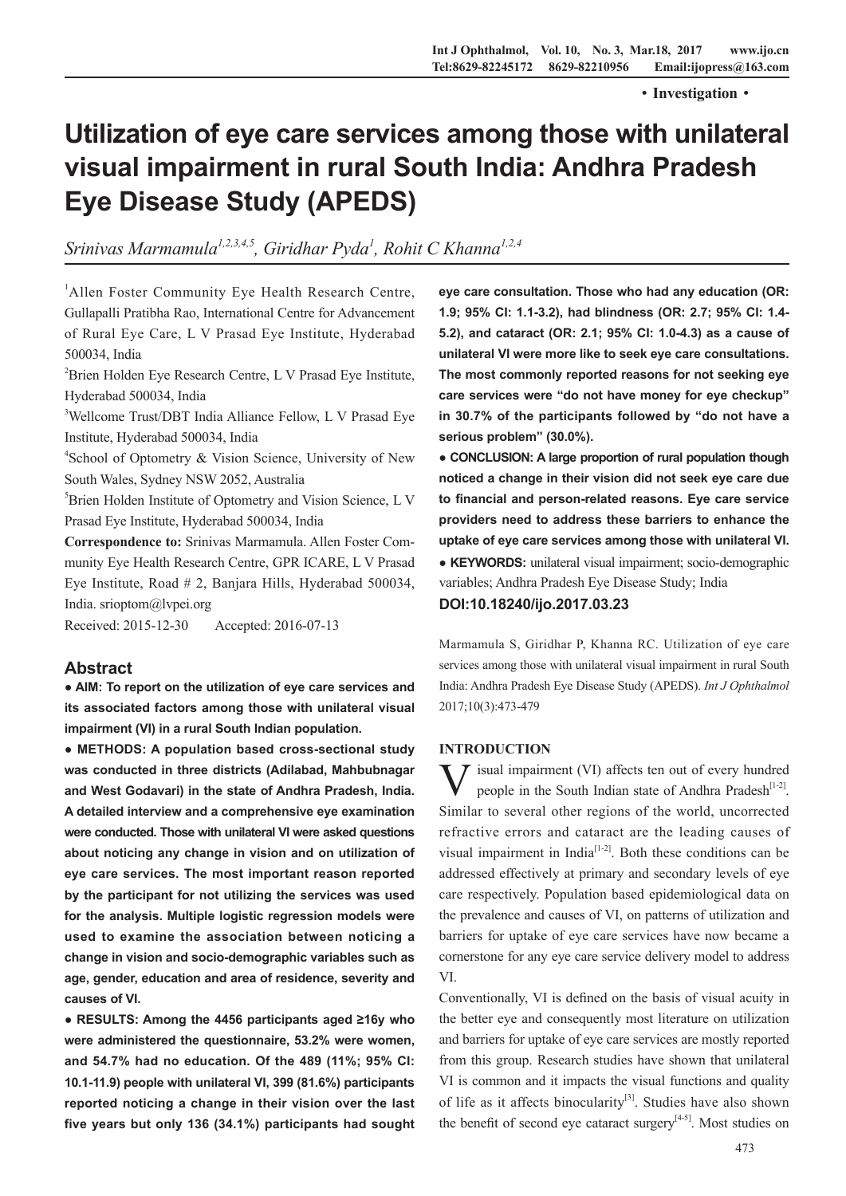• Investigation •

# Utilization of eye care services among those with unilateral visual impairment in rural South India: Andhra Pradesh Eye Disease Study (APEDS)

*Srinivas Marmamula[1,2,3,4,5], Giridhar Pyda[1], Rohit C Khanna[1,2,4]*

[1]Allen Foster Community Eye Health Research Centre, Gullapalli Pratibha Rao, International Centre for Advancement of Rural Eye Care, L V Prasad Eye Institute, Hyderabad 500034, India

[2]Brien Holden Eye Research Centre, L V Prasad Eye Institute, Hyderabad 500034, India

[3]Wellcome Trust/DBT India Alliance Fellow, L V Prasad Eye Institute, Hyderabad 500034, India

[4]School of Optometry & Vision Science, University of New South Wales, Sydney NSW 2052, Australia

[5]Brien Holden Institute of Optometry and Vision Science, L V Prasad Eye Institute, Hyderabad 500034, India

**Correspondence to:** Srinivas Marmamula. Allen Foster Community Eye Health Research Centre, GPR ICARE, L V Prasad Eye Institute, Road # 2, Banjara Hills, Hyderabad 500034, India. srioptom@lvpei.org

Received: 2015-12-30 Accepted: 2016-07-13

## Abstract

**● AIM: To report on the utilization of eye care services and its associated factors among those with unilateral visual impairment (VI) in a rural South Indian population.**

**● METHODS: A population based cross-sectional study was conducted in three districts (Adilabad, Mahbubnagar and West Godavari) in the state of Andhra Pradesh, India. A detailed interview and a comprehensive eye examination were conducted. Those with unilateral VI were asked questions about noticing any change in vision and on utilization of eye care services. The most important reason reported by the participant for not utilizing the services was used for the analysis. Multiple logistic regression models were used to examine the association between noticing a change in vision and socio-demographic variables such as age, gender, education and area of residence, severity and causes of VI.**

**● RESULTS: Among the 4456 participants aged ≥16y who were administered the questionnaire, 53.2% were women, and 54.7% had no education. Of the 489 (11%; 95% CI: 10.1-11.9) people with unilateral VI, 399 (81.6%) participants reported noticing a change in their vision over the last five years but only 136 (34.1%) participants had sought eye care consultation. Those who had any education (OR: 1.9; 95% CI: 1.1-3.2), had blindness (OR: 2.7; 95% CI: 1.4-5.2), and cataract (OR: 2.1; 95% CI: 1.0-4.3) as a cause of unilateral VI were more like to seek eye care consultations. The most commonly reported reasons for not seeking eye care services were "do not have money for eye checkup" in 30.7% of the participants followed by "do not have a serious problem" (30.0%).**

**● CONCLUSION: A large proportion of rural population though noticed a change in their vision did not seek eye care due to financial and person-related reasons. Eye care service providers need to address these barriers to enhance the uptake of eye care services among those with unilateral VI.**

**● KEYWORDS:** unilateral visual impairment; socio-demographic variables; Andhra Pradesh Eye Disease Study; India

**DOI:10.18240/ijo.2017.03.23**

Marmamula S, Giridhar P, Khanna RC. Utilization of eye care services among those with unilateral visual impairment in rural South India: Andhra Pradesh Eye Disease Study (APEDS). *Int J Ophthalmol* 2017;10(3):473-479

## INTRODUCTION

Visual impairment (VI) affects ten out of every hundred people in the South Indian state of Andhra Pradesh[1-2]. Similar to several other regions of the world, uncorrected refractive errors and cataract are the leading causes of visual impairment in India[1-2]. Both these conditions can be addressed effectively at primary and secondary levels of eye care respectively. Population based epidemiological data on the prevalence and causes of VI, on patterns of utilization and barriers for uptake of eye care services have now became a cornerstone for any eye care service delivery model to address VI.

Conventionally, VI is defined on the basis of visual acuity in the better eye and consequently most literature on utilization and barriers for uptake of eye care services are mostly reported from this group. Research studies have shown that unilateral VI is common and it impacts the visual functions and quality of life as it affects binocularity[3]. Studies have also shown the benefit of second eye cataract surgery[4-5]. Most studies on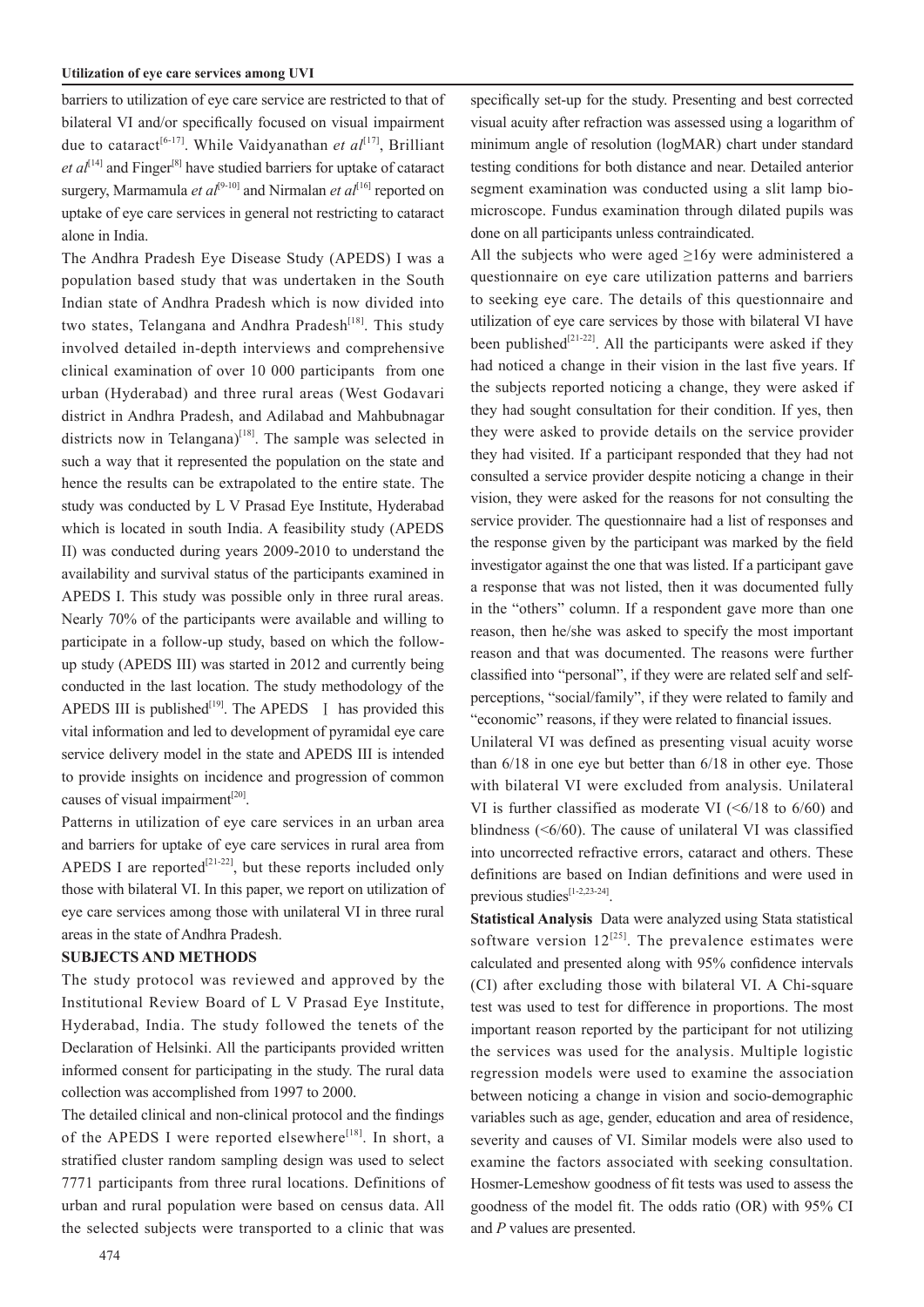barriers to utilization of eye care service are restricted to that of bilateral VI and/or specifically focused on visual impairment due to cataract[6-17]. While Vaidyanathan *et al*[17], Brilliant *et al*[14] and Finger[8] have studied barriers for uptake of cataract surgery, Marmamula *et al*[9-10] and Nirmalan *et al*[16] reported on uptake of eye care services in general not restricting to cataract alone in India.

The Andhra Pradesh Eye Disease Study (APEDS) I was a population based study that was undertaken in the South Indian state of Andhra Pradesh which is now divided into two states, Telangana and Andhra Pradesh[18]. This study involved detailed in-depth interviews and comprehensive clinical examination of over 10 000 participants from one urban (Hyderabad) and three rural areas (West Godavari district in Andhra Pradesh, and Adilabad and Mahbubnagar districts now in Telangana)[18]. The sample was selected in such a way that it represented the population on the state and hence the results can be extrapolated to the entire state. The study was conducted by L V Prasad Eye Institute, Hyderabad which is located in south India. A feasibility study (APEDS II) was conducted during years 2009-2010 to understand the availability and survival status of the participants examined in APEDS I. This study was possible only in three rural areas. Nearly 70% of the participants were available and willing to participate in a follow-up study, based on which the follow-up study (APEDS III) was started in 2012 and currently being conducted in the last location. The study methodology of the APEDS III is published[19]. The APEDS Ⅰ has provided this vital information and led to development of pyramidal eye care service delivery model in the state and APEDS III is intended to provide insights on incidence and progression of common causes of visual impairment[20].

Patterns in utilization of eye care services in an urban area and barriers for uptake of eye care services in rural area from APEDS I are reported[21-22], but these reports included only those with bilateral VI. In this paper, we report on utilization of eye care services among those with unilateral VI in three rural areas in the state of Andhra Pradesh.

## SUBJECTS AND METHODS

The study protocol was reviewed and approved by the Institutional Review Board of L V Prasad Eye Institute, Hyderabad, India. The study followed the tenets of the Declaration of Helsinki. All the participants provided written informed consent for participating in the study. The rural data collection was accomplished from 1997 to 2000.

The detailed clinical and non-clinical protocol and the findings of the APEDS I were reported elsewhere[18]. In short, a stratified cluster random sampling design was used to select 7771 participants from three rural locations. Definitions of urban and rural population were based on census data. All the selected subjects were transported to a clinic that was specifically set-up for the study. Presenting and best corrected visual acuity after refraction was assessed using a logarithm of minimum angle of resolution (logMAR) chart under standard testing conditions for both distance and near. Detailed anterior segment examination was conducted using a slit lamp bio-microscope. Fundus examination through dilated pupils was done on all participants unless contraindicated.

All the subjects who were aged ≥16y were administered a questionnaire on eye care utilization patterns and barriers to seeking eye care. The details of this questionnaire and utilization of eye care services by those with bilateral VI have been published[21-22]. All the participants were asked if they had noticed a change in their vision in the last five years. If the subjects reported noticing a change, they were asked if they had sought consultation for their condition. If yes, then they were asked to provide details on the service provider they had visited. If a participant responded that they had not consulted a service provider despite noticing a change in their vision, they were asked for the reasons for not consulting the service provider. The questionnaire had a list of responses and the response given by the participant was marked by the field investigator against the one that was listed. If a participant gave a response that was not listed, then it was documented fully in the "others" column. If a respondent gave more than one reason, then he/she was asked to specify the most important reason and that was documented. The reasons were further classified into "personal", if they were are related self and self-perceptions, "social/family", if they were related to family and "economic" reasons, if they were related to financial issues.

Unilateral VI was defined as presenting visual acuity worse than 6/18 in one eye but better than 6/18 in other eye. Those with bilateral VI were excluded from analysis. Unilateral VI is further classified as moderate VI (<6/18 to 6/60) and blindness (<6/60). The cause of unilateral VI was classified into uncorrected refractive errors, cataract and others. These definitions are based on Indian definitions and were used in previous studies[1-2,23-24].

**Statistical Analysis** Data were analyzed using Stata statistical software version 12[25]. The prevalence estimates were calculated and presented along with 95% confidence intervals (CI) after excluding those with bilateral VI. A Chi-square test was used to test for difference in proportions. The most important reason reported by the participant for not utilizing the services was used for the analysis. Multiple logistic regression models were used to examine the association between noticing a change in vision and socio-demographic variables such as age, gender, education and area of residence, severity and causes of VI. Similar models were also used to examine the factors associated with seeking consultation. Hosmer-Lemeshow goodness of fit tests was used to assess the goodness of the model fit. The odds ratio (OR) with 95% CI and *P* values are presented.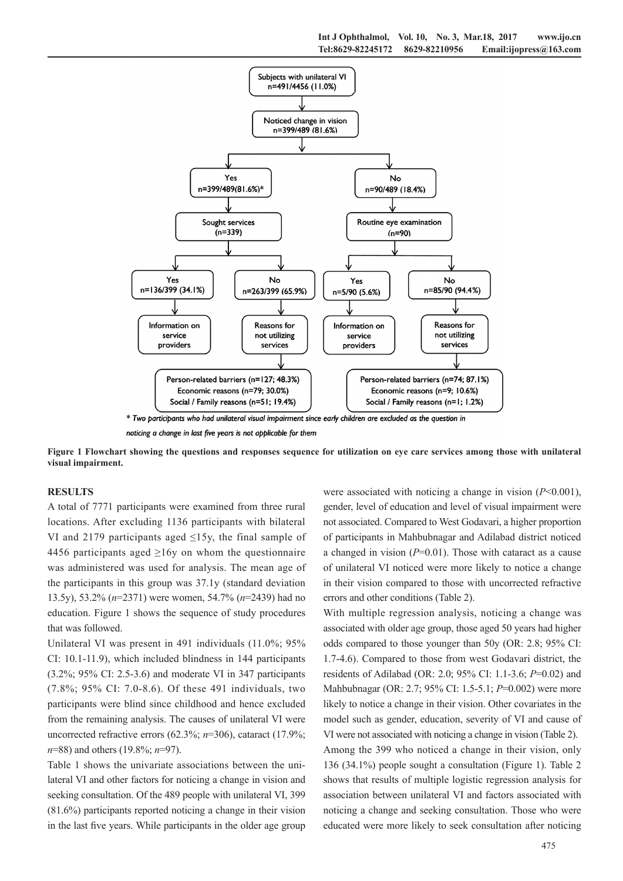Subjects with unilateral VI
n=491/4456 (11.0%)

Noticed change in vision
n=399/489 (81.6%)

- Yes: n=399/489(81.6%)*
  - Sought services (n=339)
    - Yes: n=136/399 (34.1%) → Information on service providers
    - No: n=263/399 (65.9%) → Reasons for not utilizing services
      - Person-related barriers (n=127; 48.3%)
      - Economic reasons (n=79; 30.0%)
      - Social / Family reasons (n=51; 19.4%)
- No: n=90/489 (18.4%)
  - Routine eye examination (n=90)
    - Yes: n=5/90 (5.6%) → Information on service providers
    - No: n=85/90 (94.4%) → Reasons for not utilizing services
      - Person-related barriers (n=74; 87.1%)
      - Economic reasons (n=9; 10.6%)
      - Social / Family reasons (n=1; 1.2%)

*\* Two participants who had unilateral visual impairment since early children are excluded as the question in noticing a change in last five years is not applicable for them*

**Figure 1 Flowchart showing the questions and responses sequence for utilization on eye care services among those with unilateral visual impairment.**

## RESULTS

A total of 7771 participants were examined from three rural locations. After excluding 1136 participants with bilateral VI and 2179 participants aged ≤15y, the final sample of 4456 participants aged ≥16y on whom the questionnaire was administered was used for analysis. The mean age of the participants in this group was 37.1y (standard deviation 13.5y), 53.2% ($n$=2371) were women, 54.7% ($n$=2439) had no education. Figure 1 shows the sequence of study procedures that was followed.

Unilateral VI was present in 491 individuals (11.0%; 95% CI: 10.1-11.9), which included blindness in 144 participants (3.2%; 95% CI: 2.5-3.6) and moderate VI in 347 participants (7.8%; 95% CI: 7.0-8.6). Of these 491 individuals, two participants were blind since childhood and hence excluded from the remaining analysis. The causes of unilateral VI were uncorrected refractive errors (62.3%; $n$=306), cataract (17.9%; $n$=88) and others (19.8%; $n$=97).

Table 1 shows the univariate associations between the unilateral VI and other factors for noticing a change in vision and seeking consultation. Of the 489 people with unilateral VI, 399 (81.6%) participants reported noticing a change in their vision in the last five years. While participants in the older age group were associated with noticing a change in vision ($P$<0.001), gender, level of education and level of visual impairment were not associated. Compared to West Godavari, a higher proportion of participants in Mahbubnagar and Adilabad district noticed a changed in vision ($P$=0.01). Those with cataract as a cause of unilateral VI noticed were more likely to notice a change in their vision compared to those with uncorrected refractive errors and other conditions (Table 2).

With multiple regression analysis, noticing a change was associated with older age group, those aged 50 years had higher odds compared to those younger than 50y (OR: 2.8; 95% CI: 1.7-4.6). Compared to those from west Godavari district, the residents of Adilabad (OR: 2.0; 95% CI: 1.1-3.6; $P$=0.02) and Mahbubnagar (OR: 2.7; 95% CI: 1.5-5.1; $P$=0.002) were more likely to notice a change in their vision. Other covariates in the model such as gender, education, severity of VI and cause of VI were not associated with noticing a change in vision (Table 2).

Among the 399 who noticed a change in their vision, only 136 (34.1%) people sought a consultation (Figure 1). Table 2 shows that results of multiple logistic regression analysis for association between unilateral VI and factors associated with noticing a change and seeking consultation. Those who were educated were more likely to seek consultation after noticing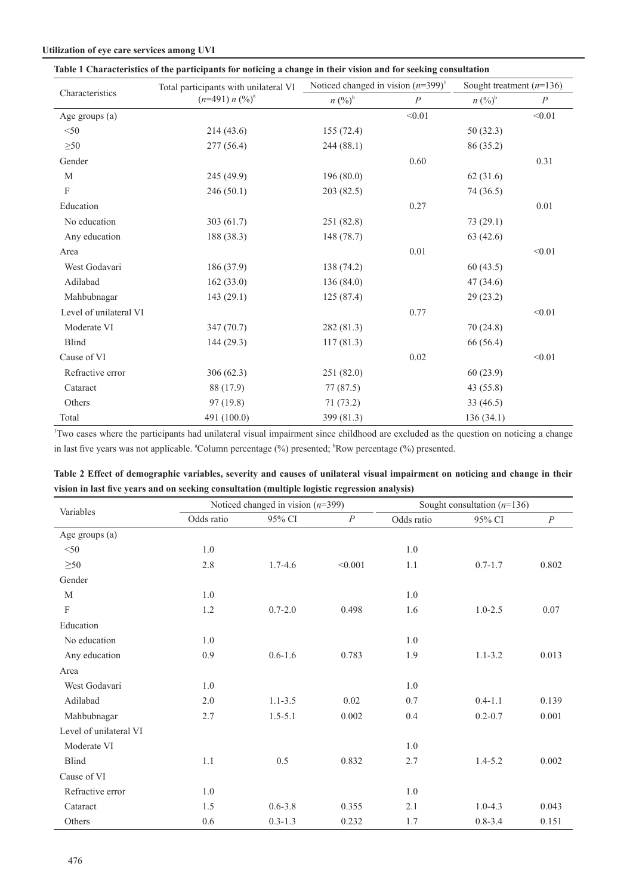**Table 1 Characteristics of the participants for noticing a change in their vision and for seeking consultation**

| Characteristics | Total participants with unilateral VI (*n*=491) *n* (%)[a] | Noticed changed in vision (*n*=399)[1] | | Sought treatment (*n*=136) | |
|---|---|---|---|---|---|
| | | *n* (%)[b] | *P* | *n* (%)[b] | *P* |
| Age groups (a) | | | <0.01 | | <0.01 |
| <50 | 214 (43.6) | 155 (72.4) | | 50 (32.3) | |
| ≥50 | 277 (56.4) | 244 (88.1) | | 86 (35.2) | |
| Gender | | | 0.60 | | 0.31 |
| M | 245 (49.9) | 196 (80.0) | | 62 (31.6) | |
| F | 246 (50.1) | 203 (82.5) | | 74 (36.5) | |
| Education | | | 0.27 | | 0.01 |
| No education | 303 (61.7) | 251 (82.8) | | 73 (29.1) | |
| Any education | 188 (38.3) | 148 (78.7) | | 63 (42.6) | |
| Area | | | 0.01 | | <0.01 |
| West Godavari | 186 (37.9) | 138 (74.2) | | 60 (43.5) | |
| Adilabad | 162 (33.0) | 136 (84.0) | | 47 (34.6) | |
| Mahbubnagar | 143 (29.1) | 125 (87.4) | | 29 (23.2) | |
| Level of unilateral VI | | | 0.77 | | <0.01 |
| Moderate VI | 347 (70.7) | 282 (81.3) | | 70 (24.8) | |
| Blind | 144 (29.3) | 117 (81.3) | | 66 (56.4) | |
| Cause of VI | | | 0.02 | | <0.01 |
| Refractive error | 306 (62.3) | 251 (82.0) | | 60 (23.9) | |
| Cataract | 88 (17.9) | 77 (87.5) | | 43 (55.8) | |
| Others | 97 (19.8) | 71 (73.2) | | 33 (46.5) | |
| Total | 491 (100.0) | 399 (81.3) | | 136 (34.1) | |

[1]Two cases where the participants had unilateral visual impairment since childhood are excluded as the question on noticing a change in last five years was not applicable. [a]Column percentage (%) presented; [b]Row percentage (%) presented.

**Table 2 Effect of demographic variables, severity and causes of unilateral visual impairment on noticing and change in their vision in last five years and on seeking consultation (multiple logistic regression analysis)**

| Variables | Noticed changed in vision (*n*=399) | | | Sought consultation (*n*=136) | | |
|---|---|---|---|---|---|---|
| | Odds ratio | 95% CI | *P* | Odds ratio | 95% CI | *P* |
| Age groups (a) | | | | | | |
| <50 | 1.0 | | | 1.0 | | |
| ≥50 | 2.8 | 1.7-4.6 | <0.001 | 1.1 | 0.7-1.7 | 0.802 |
| Gender | | | | | | |
| M | 1.0 | | | 1.0 | | |
| F | 1.2 | 0.7-2.0 | 0.498 | 1.6 | 1.0-2.5 | 0.07 |
| Education | | | | | | |
| No education | 1.0 | | | 1.0 | | |
| Any education | 0.9 | 0.6-1.6 | 0.783 | 1.9 | 1.1-3.2 | 0.013 |
| Area | | | | | | |
| West Godavari | 1.0 | | | 1.0 | | |
| Adilabad | 2.0 | 1.1-3.5 | 0.02 | 0.7 | 0.4-1.1 | 0.139 |
| Mahbubnagar | 2.7 | 1.5-5.1 | 0.002 | 0.4 | 0.2-0.7 | 0.001 |
| Level of unilateral VI | | | | | | |
| Moderate VI | | | | 1.0 | | |
| Blind | 1.1 | 0.5 | 0.832 | 2.7 | 1.4-5.2 | 0.002 |
| Cause of VI | | | | | | |
| Refractive error | 1.0 | | | 1.0 | | |
| Cataract | 1.5 | 0.6-3.8 | 0.355 | 2.1 | 1.0-4.3 | 0.043 |
| Others | 0.6 | 0.3-1.3 | 0.232 | 1.7 | 0.8-3.4 | 0.151 |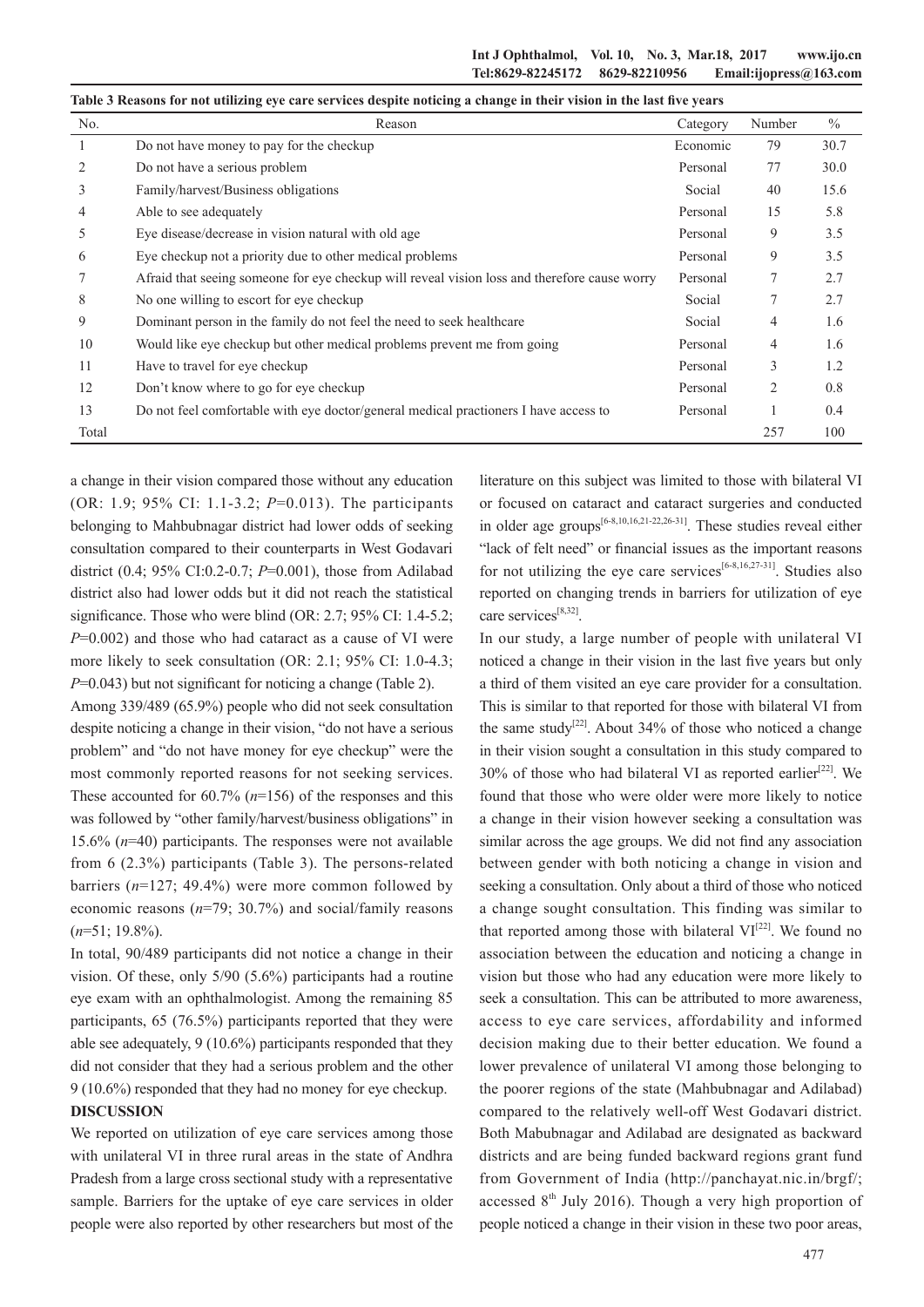**Table 3 Reasons for not utilizing eye care services despite noticing a change in their vision in the last five years**

| No. | Reason | Category | Number | % |
|---|---|---|---|---|
| 1 | Do not have money to pay for the checkup | Economic | 79 | 30.7 |
| 2 | Do not have a serious problem | Personal | 77 | 30.0 |
| 3 | Family/harvest/Business obligations | Social | 40 | 15.6 |
| 4 | Able to see adequately | Personal | 15 | 5.8 |
| 5 | Eye disease/decrease in vision natural with old age | Personal | 9 | 3.5 |
| 6 | Eye checkup not a priority due to other medical problems | Personal | 9 | 3.5 |
| 7 | Afraid that seeing someone for eye checkup will reveal vision loss and therefore cause worry | Personal | 7 | 2.7 |
| 8 | No one willing to escort for eye checkup | Social | 7 | 2.7 |
| 9 | Dominant person in the family do not feel the need to seek healthcare | Social | 4 | 1.6 |
| 10 | Would like eye checkup but other medical problems prevent me from going | Personal | 4 | 1.6 |
| 11 | Have to travel for eye checkup | Personal | 3 | 1.2 |
| 12 | Don't know where to go for eye checkup | Personal | 2 | 0.8 |
| 13 | Do not feel comfortable with eye doctor/general medical practioners I have access to | Personal | 1 | 0.4 |
| Total | | | 257 | 100 |

a change in their vision compared those without any education (OR: 1.9; 95% CI: 1.1-3.2; $P$=0.013). The participants belonging to Mahbubnagar district had lower odds of seeking consultation compared to their counterparts in West Godavari district (0.4; 95% CI:0.2-0.7; $P$=0.001), those from Adilabad district also had lower odds but it did not reach the statistical significance. Those who were blind (OR: 2.7; 95% CI: 1.4-5.2; $P$=0.002) and those who had cataract as a cause of VI were more likely to seek consultation (OR: 2.1; 95% CI: 1.0-4.3; $P$=0.043) but not significant for noticing a change (Table 2).

Among 339/489 (65.9%) people who did not seek consultation despite noticing a change in their vision, "do not have a serious problem" and "do not have money for eye checkup" were the most commonly reported reasons for not seeking services. These accounted for 60.7% ($n$=156) of the responses and this was followed by "other family/harvest/business obligations" in 15.6% ($n$=40) participants. The responses were not available from 6 (2.3%) participants (Table 3). The persons-related barriers ($n$=127; 49.4%) were more common followed by economic reasons ($n$=79; 30.7%) and social/family reasons ($n$=51; 19.8%).

In total, 90/489 participants did not notice a change in their vision. Of these, only 5/90 (5.6%) participants had a routine eye exam with an ophthalmologist. Among the remaining 85 participants, 65 (76.5%) participants reported that they were able see adequately, 9 (10.6%) participants responded that they did not consider that they had a serious problem and the other 9 (10.6%) responded that they had no money for eye checkup.

## DISCUSSION

We reported on utilization of eye care services among those with unilateral VI in three rural areas in the state of Andhra Pradesh from a large cross sectional study with a representative sample. Barriers for the uptake of eye care services in older people were also reported by other researchers but most of the literature on this subject was limited to those with bilateral VI or focused on cataract and cataract surgeries and conducted in older age groups[6-8,10,16,21-22,26-31]. These studies reveal either "lack of felt need" or financial issues as the important reasons for not utilizing the eye care services[6-8,16,27-31]. Studies also reported on changing trends in barriers for utilization of eye care services[8,32].

In our study, a large number of people with unilateral VI noticed a change in their vision in the last five years but only a third of them visited an eye care provider for a consultation. This is similar to that reported for those with bilateral VI from the same study[22]. About 34% of those who noticed a change in their vision sought a consultation in this study compared to 30% of those who had bilateral VI as reported earlier[22]. We found that those who were older were more likely to notice a change in their vision however seeking a consultation was similar across the age groups. We did not find any association between gender with both noticing a change in vision and seeking a consultation. Only about a third of those who noticed a change sought consultation. This finding was similar to that reported among those with bilateral VI[22]. We found no association between the education and noticing a change in vision but those who had any education were more likely to seek a consultation. This can be attributed to more awareness, access to eye care services, affordability and informed decision making due to their better education. We found a lower prevalence of unilateral VI among those belonging to the poorer regions of the state (Mahbubnagar and Adilabad) compared to the relatively well-off West Godavari district. Both Mabubnagar and Adilabad are designated as backward districts and are being funded backward regions grant fund from Government of India (http://panchayat.nic.in/brgf/; accessed 8th July 2016). Though a very high proportion of people noticed a change in their vision in these two poor areas,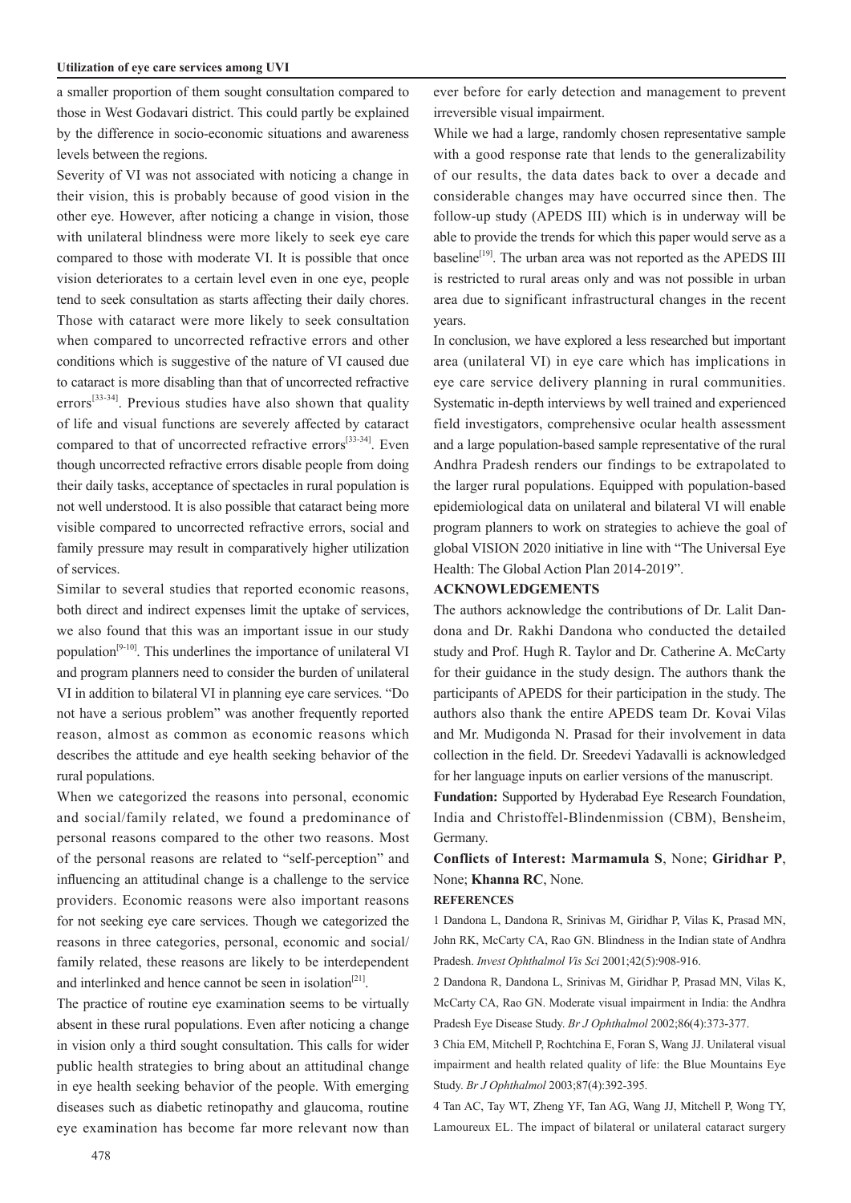a smaller proportion of them sought consultation compared to those in West Godavari district. This could partly be explained by the difference in socio-economic situations and awareness levels between the regions.

Severity of VI was not associated with noticing a change in their vision, this is probably because of good vision in the other eye. However, after noticing a change in vision, those with unilateral blindness were more likely to seek eye care compared to those with moderate VI. It is possible that once vision deteriorates to a certain level even in one eye, people tend to seek consultation as starts affecting their daily chores. Those with cataract were more likely to seek consultation when compared to uncorrected refractive errors and other conditions which is suggestive of the nature of VI caused due to cataract is more disabling than that of uncorrected refractive errors[33-34]. Previous studies have also shown that quality of life and visual functions are severely affected by cataract compared to that of uncorrected refractive errors[33-34]. Even though uncorrected refractive errors disable people from doing their daily tasks, acceptance of spectacles in rural population is not well understood. It is also possible that cataract being more visible compared to uncorrected refractive errors, social and family pressure may result in comparatively higher utilization of services.

Similar to several studies that reported economic reasons, both direct and indirect expenses limit the uptake of services, we also found that this was an important issue in our study population[9-10]. This underlines the importance of unilateral VI and program planners need to consider the burden of unilateral VI in addition to bilateral VI in planning eye care services. "Do not have a serious problem" was another frequently reported reason, almost as common as economic reasons which describes the attitude and eye health seeking behavior of the rural populations.

When we categorized the reasons into personal, economic and social/family related, we found a predominance of personal reasons compared to the other two reasons. Most of the personal reasons are related to "self-perception" and influencing an attitudinal change is a challenge to the service providers. Economic reasons were also important reasons for not seeking eye care services. Though we categorized the reasons in three categories, personal, economic and social/family related, these reasons are likely to be interdependent and interlinked and hence cannot be seen in isolation[21].

The practice of routine eye examination seems to be virtually absent in these rural populations. Even after noticing a change in vision only a third sought consultation. This calls for wider public health strategies to bring about an attitudinal change in eye health seeking behavior of the people. With emerging diseases such as diabetic retinopathy and glaucoma, routine eye examination has become far more relevant now than ever before for early detection and management to prevent irreversible visual impairment.

While we had a large, randomly chosen representative sample with a good response rate that lends to the generalizability of our results, the data dates back to over a decade and considerable changes may have occurred since then. The follow-up study (APEDS III) which is in underway will be able to provide the trends for which this paper would serve as a baseline[19]. The urban area was not reported as the APEDS III is restricted to rural areas only and was not possible in urban area due to significant infrastructural changes in the recent years.

In conclusion, we have explored a less researched but important area (unilateral VI) in eye care which has implications in eye care service delivery planning in rural communities. Systematic in-depth interviews by well trained and experienced field investigators, comprehensive ocular health assessment and a large population-based sample representative of the rural Andhra Pradesh renders our findings to be extrapolated to the larger rural populations. Equipped with population-based epidemiological data on unilateral and bilateral VI will enable program planners to work on strategies to achieve the goal of global VISION 2020 initiative in line with "The Universal Eye Health: The Global Action Plan 2014-2019".

## ACKNOWLEDGEMENTS

The authors acknowledge the contributions of Dr. Lalit Dandona and Dr. Rakhi Dandona who conducted the detailed study and Prof. Hugh R. Taylor and Dr. Catherine A. McCarty for their guidance in the study design. The authors thank the participants of APEDS for their participation in the study. The authors also thank the entire APEDS team Dr. Kovai Vilas and Mr. Mudigonda N. Prasad for their involvement in data collection in the field. Dr. Sreedevi Yadavalli is acknowledged for her language inputs on earlier versions of the manuscript.

**Fundation:** Supported by Hyderabad Eye Research Foundation, India and Christoffel-Blindenmission (CBM), Bensheim, Germany.

**Conflicts of Interest: Marmamula S**, None; **Giridhar P**, None; **Khanna RC**, None.

## REFERENCES

1 Dandona L, Dandona R, Srinivas M, Giridhar P, Vilas K, Prasad MN, John RK, McCarty CA, Rao GN. Blindness in the Indian state of Andhra Pradesh. *Invest Ophthalmol Vis Sci* 2001;42(5):908-916.

2 Dandona R, Dandona L, Srinivas M, Giridhar P, Prasad MN, Vilas K, McCarty CA, Rao GN. Moderate visual impairment in India: the Andhra Pradesh Eye Disease Study. *Br J Ophthalmol* 2002;86(4):373-377.

3 Chia EM, Mitchell P, Rochtchina E, Foran S, Wang JJ. Unilateral visual impairment and health related quality of life: the Blue Mountains Eye Study. *Br J Ophthalmol* 2003;87(4):392-395.

4 Tan AC, Tay WT, Zheng YF, Tan AG, Wang JJ, Mitchell P, Wong TY, Lamoureux EL. The impact of bilateral or unilateral cataract surgery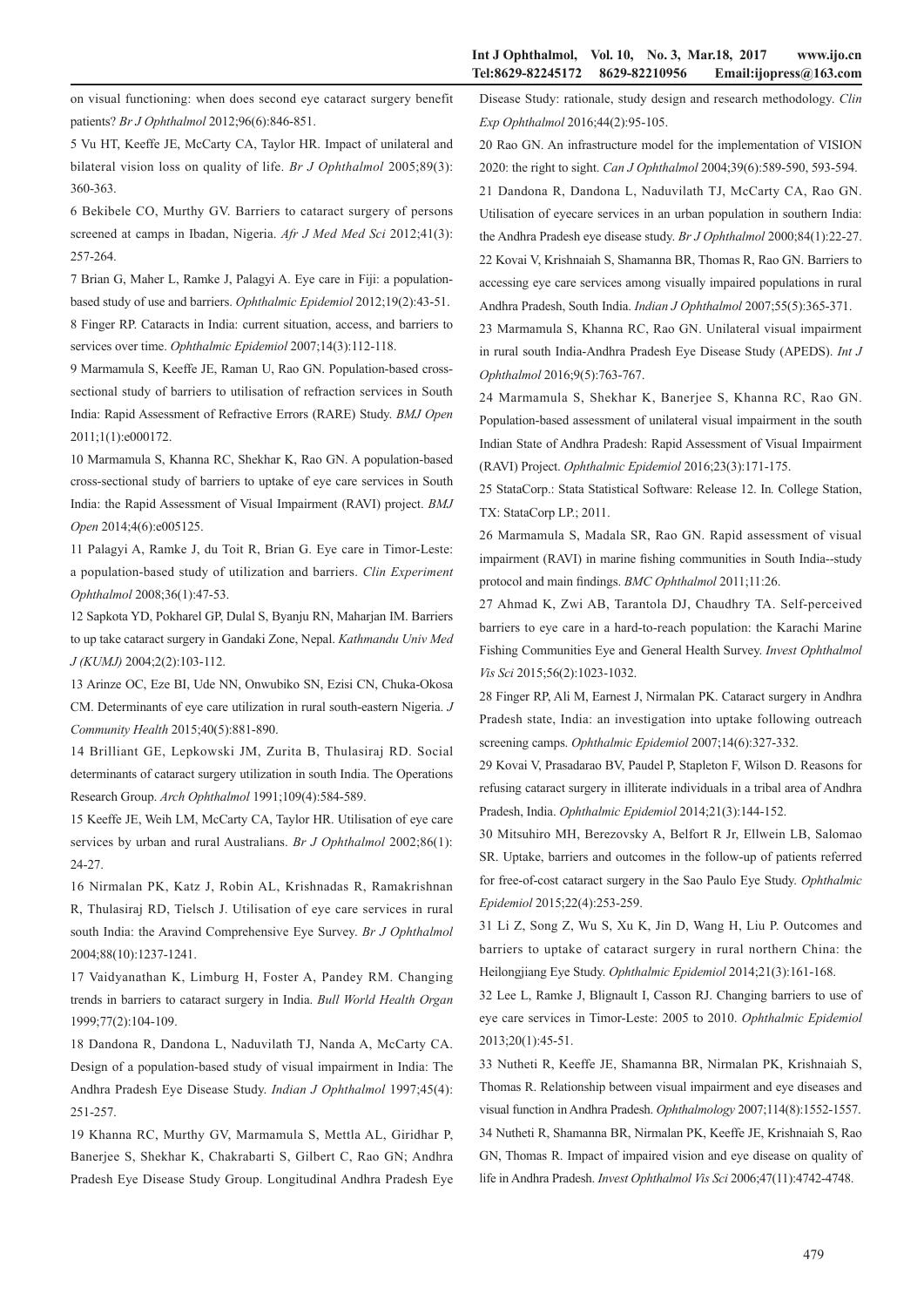on visual functioning: when does second eye cataract surgery benefit patients? *Br J Ophthalmol* 2012;96(6):846-851.

5 Vu HT, Keeffe JE, McCarty CA, Taylor HR. Impact of unilateral and bilateral vision loss on quality of life. *Br J Ophthalmol* 2005;89(3): 360-363.

6 Bekibele CO, Murthy GV. Barriers to cataract surgery of persons screened at camps in Ibadan, Nigeria. *Afr J Med Med Sci* 2012;41(3): 257-264.

7 Brian G, Maher L, Ramke J, Palagyi A. Eye care in Fiji: a population-based study of use and barriers. *Ophthalmic Epidemiol* 2012;19(2):43-51.

8 Finger RP. Cataracts in India: current situation, access, and barriers to services over time. *Ophthalmic Epidemiol* 2007;14(3):112-118.

9 Marmamula S, Keeffe JE, Raman U, Rao GN. Population-based cross-sectional study of barriers to utilisation of refraction services in South India: Rapid Assessment of Refractive Errors (RARE) Study. *BMJ Open* 2011;1(1):e000172.

10 Marmamula S, Khanna RC, Shekhar K, Rao GN. A population-based cross-sectional study of barriers to uptake of eye care services in South India: the Rapid Assessment of Visual Impairment (RAVI) project. *BMJ Open* 2014;4(6):e005125.

11 Palagyi A, Ramke J, du Toit R, Brian G. Eye care in Timor-Leste: a population-based study of utilization and barriers. *Clin Experiment Ophthalmol* 2008;36(1):47-53.

12 Sapkota YD, Pokharel GP, Dulal S, Byanju RN, Maharjan IM. Barriers to up take cataract surgery in Gandaki Zone, Nepal. *Kathmandu Univ Med J (KUMJ)* 2004;2(2):103-112.

13 Arinze OC, Eze BI, Ude NN, Onwubiko SN, Ezisi CN, Chuka-Okosa CM. Determinants of eye care utilization in rural south-eastern Nigeria. *J Community Health* 2015;40(5):881-890.

14 Brilliant GE, Lepkowski JM, Zurita B, Thulasiraj RD. Social determinants of cataract surgery utilization in south India. The Operations Research Group. *Arch Ophthalmol* 1991;109(4):584-589.

15 Keeffe JE, Weih LM, McCarty CA, Taylor HR. Utilisation of eye care services by urban and rural Australians. *Br J Ophthalmol* 2002;86(1): 24-27.

16 Nirmalan PK, Katz J, Robin AL, Krishnadas R, Ramakrishnan R, Thulasiraj RD, Tielsch J. Utilisation of eye care services in rural south India: the Aravind Comprehensive Eye Survey. *Br J Ophthalmol* 2004;88(10):1237-1241.

17 Vaidyanathan K, Limburg H, Foster A, Pandey RM. Changing trends in barriers to cataract surgery in India. *Bull World Health Organ* 1999;77(2):104-109.

18 Dandona R, Dandona L, Naduvilath TJ, Nanda A, McCarty CA. Design of a population-based study of visual impairment in India: The Andhra Pradesh Eye Disease Study. *Indian J Ophthalmol* 1997;45(4): 251-257.

19 Khanna RC, Murthy GV, Marmamula S, Mettla AL, Giridhar P, Banerjee S, Shekhar K, Chakrabarti S, Gilbert C, Rao GN; Andhra Pradesh Eye Disease Study Group. Longitudinal Andhra Pradesh Eye Disease Study: rationale, study design and research methodology. *Clin Exp Ophthalmol* 2016;44(2):95-105.

20 Rao GN. An infrastructure model for the implementation of VISION 2020: the right to sight. *Can J Ophthalmol* 2004;39(6):589-590, 593-594.

21 Dandona R, Dandona L, Naduvilath TJ, McCarty CA, Rao GN. Utilisation of eyecare services in an urban population in southern India: the Andhra Pradesh eye disease study. *Br J Ophthalmol* 2000;84(1):22-27.

22 Kovai V, Krishnaiah S, Shamanna BR, Thomas R, Rao GN. Barriers to accessing eye care services among visually impaired populations in rural Andhra Pradesh, South India. *Indian J Ophthalmol* 2007;55(5):365-371.

23 Marmamula S, Khanna RC, Rao GN. Unilateral visual impairment in rural south India-Andhra Pradesh Eye Disease Study (APEDS). *Int J Ophthalmol* 2016;9(5):763-767.

24 Marmamula S, Shekhar K, Banerjee S, Khanna RC, Rao GN. Population-based assessment of unilateral visual impairment in the south Indian State of Andhra Pradesh: Rapid Assessment of Visual Impairment (RAVI) Project. *Ophthalmic Epidemiol* 2016;23(3):171-175.

25 StataCorp.: Stata Statistical Software: Release 12. In. College Station, TX: StataCorp LP.; 2011.

26 Marmamula S, Madala SR, Rao GN. Rapid assessment of visual impairment (RAVI) in marine fishing communities in South India--study protocol and main findings. *BMC Ophthalmol* 2011;11:26.

27 Ahmad K, Zwi AB, Tarantola DJ, Chaudhry TA. Self-perceived barriers to eye care in a hard-to-reach population: the Karachi Marine Fishing Communities Eye and General Health Survey. *Invest Ophthalmol Vis Sci* 2015;56(2):1023-1032.

28 Finger RP, Ali M, Earnest J, Nirmalan PK. Cataract surgery in Andhra Pradesh state, India: an investigation into uptake following outreach screening camps. *Ophthalmic Epidemiol* 2007;14(6):327-332.

29 Kovai V, Prasadarao BV, Paudel P, Stapleton F, Wilson D. Reasons for refusing cataract surgery in illiterate individuals in a tribal area of Andhra Pradesh, India. *Ophthalmic Epidemiol* 2014;21(3):144-152.

30 Mitsuhiro MH, Berezovsky A, Belfort R Jr, Ellwein LB, Salomao SR. Uptake, barriers and outcomes in the follow-up of patients referred for free-of-cost cataract surgery in the Sao Paulo Eye Study. *Ophthalmic Epidemiol* 2015;22(4):253-259.

31 Li Z, Song Z, Wu S, Xu K, Jin D, Wang H, Liu P. Outcomes and barriers to uptake of cataract surgery in rural northern China: the Heilongjiang Eye Study. *Ophthalmic Epidemiol* 2014;21(3):161-168.

32 Lee L, Ramke J, Blignault I, Casson RJ. Changing barriers to use of eye care services in Timor-Leste: 2005 to 2010. *Ophthalmic Epidemiol* 2013;20(1):45-51.

33 Nutheti R, Keeffe JE, Shamanna BR, Nirmalan PK, Krishnaiah S, Thomas R. Relationship between visual impairment and eye diseases and visual function in Andhra Pradesh. *Ophthalmology* 2007;114(8):1552-1557.

34 Nutheti R, Shamanna BR, Nirmalan PK, Keeffe JE, Krishnaiah S, Rao GN, Thomas R. Impact of impaired vision and eye disease on quality of life in Andhra Pradesh. *Invest Ophthalmol Vis Sci* 2006;47(11):4742-4748.